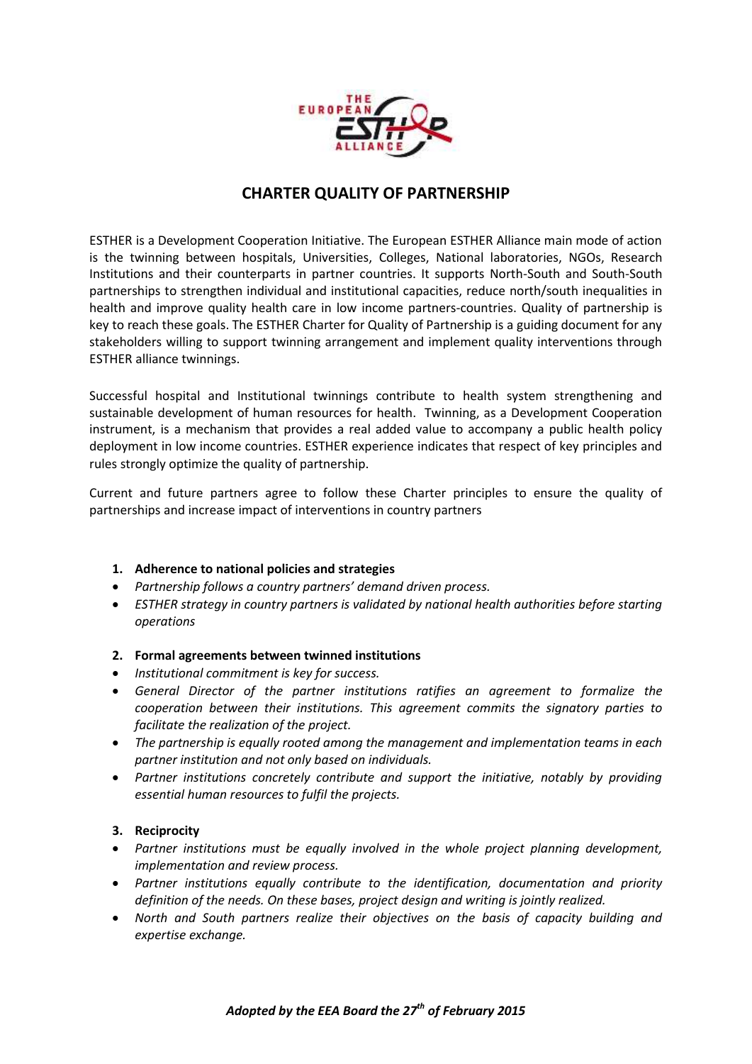# CHARTER QUALITY OF PARTNERSHIP

ESTHER is a Development Cooperation Initiative. The European ESTHER Alliance main mode of action is the twinning between hospitals, Universities, Colleges, National laboratories, NGOs, Research Institutions and their counterparts in partner countries. It supports North-South and South-South partnerships to strengthen individual and institutional capacities, reduce north/south inequalities in health and improve quality health care in low income partners-countries. Quality of partnership is key to reach these goals. The ESTHER Charter for Quality of Partnership is a guiding document for any stakeholders willing to support twinning arrangement and implement quality interventions through ESTHER alliance twinnings.

Successful hospital and Institutional twinnings contribute to health system strengthening and sustainable development of human resources for health. Twinning, as a Development Cooperation instrument, is a mechanism that provides a real added value to accompany a public health policy deployment in low income countries. ESTHER experience indicates that respect of key principles and rules strongly optimize the quality of partnership.

Current and future partners agree to follow these Charter principles to ensure the quality of partnerships and increase impact of interventions in country partners

1. **Adherence to national policies and strategies**

- *Partnership follows a country partners' demand driven process.*
- *ESTHER strategy in country partners is validated by national health authorities before starting operations*

2. **Formal agreements between twinned institutions**

- *Institutional commitment is key for success.*
- *General Director of the partner institutions ratifies an agreement to formalize the cooperation between their institutions. This agreement commits the signatory parties to facilitate the realization of the project.*
- *The partnership is equally rooted among the management and implementation teams in each partner institution and not only based on individuals.*
- *Partner institutions concretely contribute and support the initiative, notably by providing essential human resources to fulfil the projects.*

3. **Reciprocity**

- *Partner institutions must be equally involved in the whole project planning development, implementation and review process.*
- *Partner institutions equally contribute to the identification, documentation and priority definition of the needs. On these bases, project design and writing is jointly realized.*
- *North and South partners realize their objectives on the basis of capacity building and expertise exchange.*

***Adopted by the EEA Board the 27th of February 2015***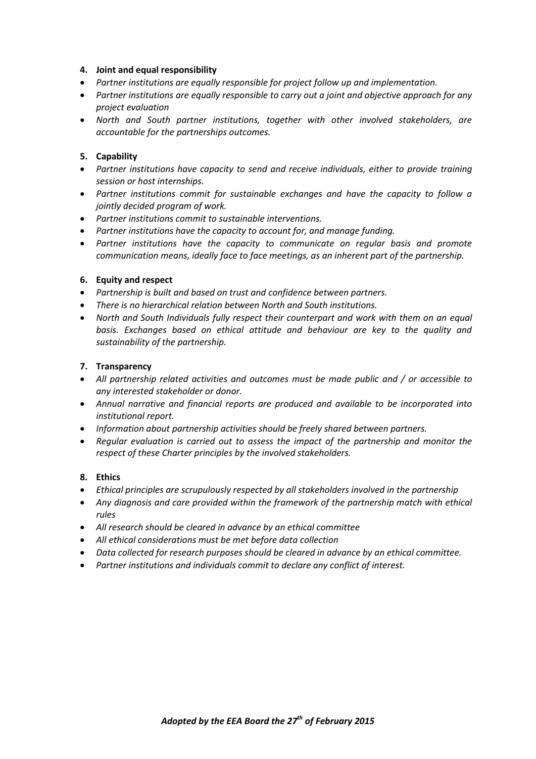**4. Joint and equal responsibility**

- *Partner institutions are equally responsible for project follow up and implementation.*
- *Partner institutions are equally responsible to carry out a joint and objective approach for any project evaluation*
- *North and South partner institutions, together with other involved stakeholders, are accountable for the partnerships outcomes.*

**5. Capability**

- *Partner institutions have capacity to send and receive individuals, either to provide training session or host internships.*
- *Partner institutions commit for sustainable exchanges and have the capacity to follow a jointly decided program of work.*
- *Partner institutions commit to sustainable interventions.*
- *Partner institutions have the capacity to account for, and manage funding.*
- *Partner institutions have the capacity to communicate on regular basis and promote communication means, ideally face to face meetings, as an inherent part of the partnership.*

**6. Equity and respect**

- *Partnership is built and based on trust and confidence between partners.*
- *There is no hierarchical relation between North and South institutions.*
- *North and South Individuals fully respect their counterpart and work with them on an equal basis. Exchanges based on ethical attitude and behaviour are key to the quality and sustainability of the partnership.*

**7. Transparency**

- *All partnership related activities and outcomes must be made public and / or accessible to any interested stakeholder or donor.*
- *Annual narrative and financial reports are produced and available to be incorporated into institutional report.*
- *Information about partnership activities should be freely shared between partners.*
- *Regular evaluation is carried out to assess the impact of the partnership and monitor the respect of these Charter principles by the involved stakeholders.*

**8. Ethics**

- *Ethical principles are scrupulously respected by all stakeholders involved in the partnership*
- *Any diagnosis and care provided within the framework of the partnership match with ethical rules*
- *All research should be cleared in advance by an ethical committee*
- *All ethical considerations must be met before data collection*
- *Data collected for research purposes should be cleared in advance by an ethical committee.*
- *Partner institutions and individuals commit to declare any conflict of interest.*

***Adopted by the EEA Board the 27th of February 2015***